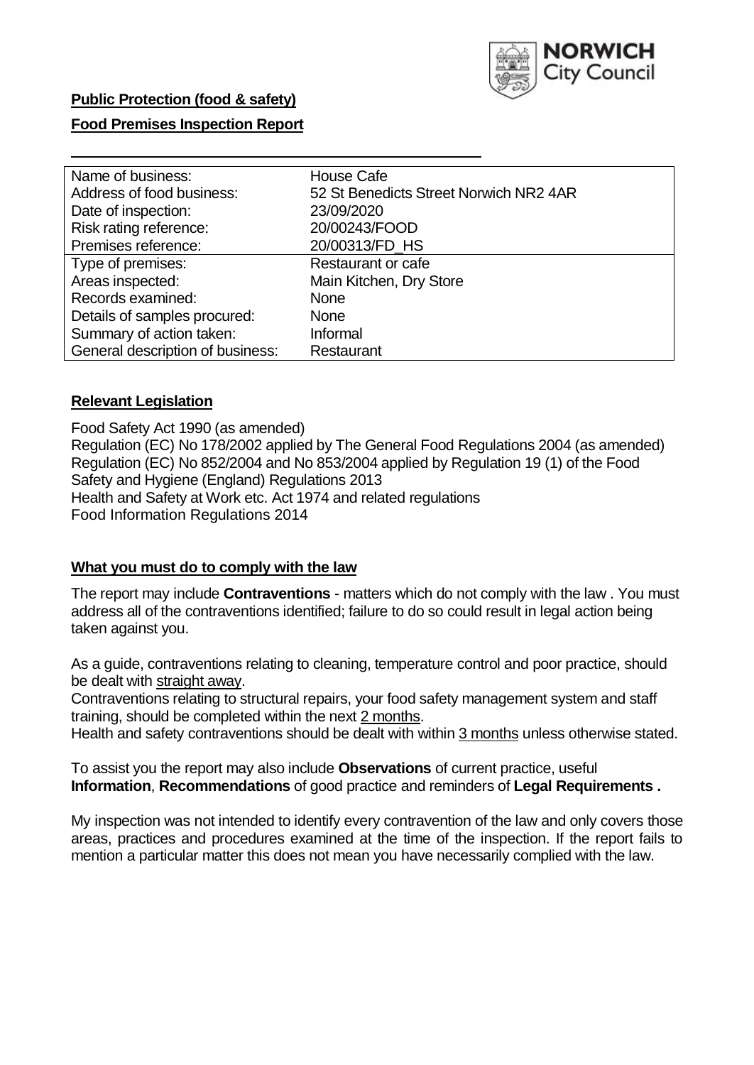**Public Protection (food & safety)**

**Food Premises Inspection Report**

| Name of business: | House Cafe |
|---|---|
| Address of food business: | 52 St Benedicts Street Norwich NR2 4AR |
| Date of inspection: | 23/09/2020 |
| Risk rating reference: | 20/00243/FOOD |
| Premises reference: | 20/00313/FD_HS |
| Type of premises: | Restaurant or cafe |
| Areas inspected: | Main Kitchen, Dry Store |
| Records examined: | None |
| Details of samples procured: | None |
| Summary of action taken: | Informal |
| General description of business: | Restaurant |

## Relevant Legislation

Food Safety Act 1990 (as amended)
Regulation (EC) No 178/2002 applied by The General Food Regulations 2004 (as amended)
Regulation (EC) No 852/2004 and No 853/2004 applied by Regulation 19 (1) of the Food Safety and Hygiene (England) Regulations 2013
Health and Safety at Work etc. Act 1974 and related regulations
Food Information Regulations 2014

## What you must do to comply with the law

The report may include **Contraventions** - matters which do not comply with the law . You must address all of the contraventions identified; failure to do so could result in legal action being taken against you.

As a guide, contraventions relating to cleaning, temperature control and poor practice, should be dealt with straight away.
Contraventions relating to structural repairs, your food safety management system and staff training, should be completed within the next 2 months.
Health and safety contraventions should be dealt with within 3 months unless otherwise stated.

To assist you the report may also include **Observations** of current practice, useful **Information**, **Recommendations** of good practice and reminders of **Legal Requirements .**

My inspection was not intended to identify every contravention of the law and only covers those areas, practices and procedures examined at the time of the inspection. If the report fails to mention a particular matter this does not mean you have necessarily complied with the law.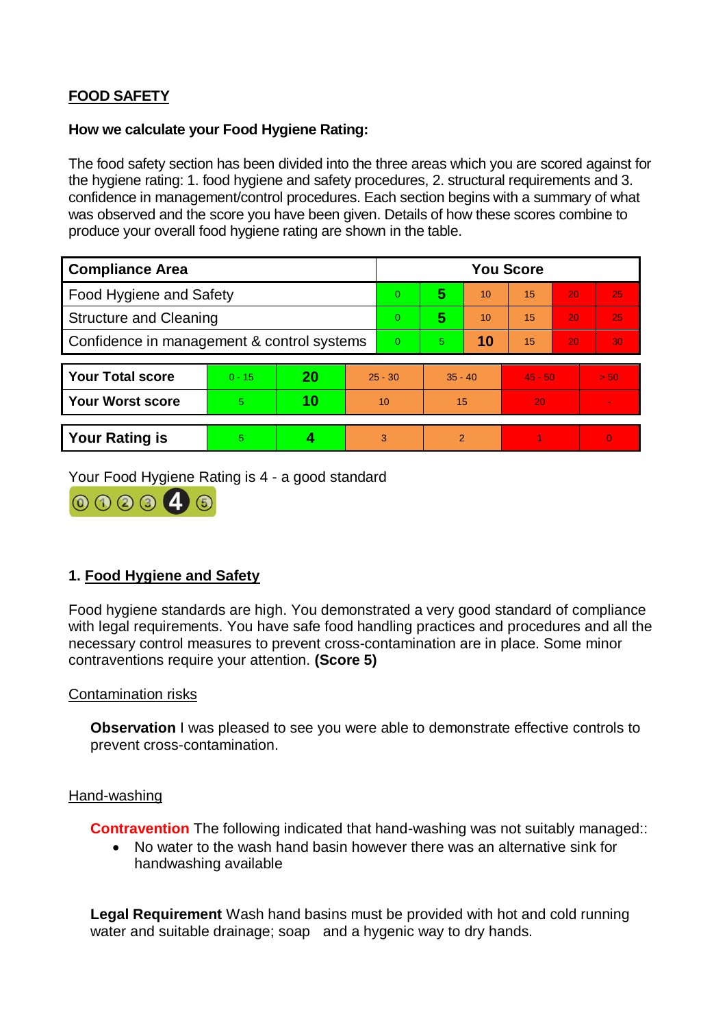## FOOD SAFETY

**How we calculate your Food Hygiene Rating:**

The food safety section has been divided into the three areas which you are scored against for the hygiene rating: 1. food hygiene and safety procedures, 2. structural requirements and 3. confidence in management/control procedures. Each section begins with a summary of what was observed and the score you have been given. Details of how these scores combine to produce your overall food hygiene rating are shown in the table.

| Compliance Area | You Score | | | | | |
|---|---|---|---|---|---|---|
| Food Hygiene and Safety | 0 | **5** | 10 | 15 | 20 | 25 |
| Structure and Cleaning | 0 | **5** | 10 | 15 | 20 | 25 |
| Confidence in management & control systems | 0 | 5 | **10** | 15 | 20 | 30 |

| | | | | | | |
|---|---|---|---|---|---|---|
| **Your Total score** | 0 - 15 | **20** | 25 - 30 | 35 - 40 | 45 - 50 | > 50 |
| **Your Worst score** | 5 | **10** | 10 | 15 | 20 | - |

| | | | | | | |
|---|---|---|---|---|---|---|
| **Your Rating is** | 5 | **4** | 3 | 2 | 1 | 0 |

Your Food Hygiene Rating is 4 - a good standard

### 1. Food Hygiene and Safety

Food hygiene standards are high. You demonstrated a very good standard of compliance with legal requirements. You have safe food handling practices and procedures and all the necessary control measures to prevent cross-contamination are in place. Some minor contraventions require your attention. **(Score 5)**

Contamination risks

**Observation** I was pleased to see you were able to demonstrate effective controls to prevent cross-contamination.

Hand-washing

**Contravention** The following indicated that hand-washing was not suitably managed::

- No water to the wash hand basin however there was an alternative sink for handwashing available

**Legal Requirement** Wash hand basins must be provided with hot and cold running water and suitable drainage; soap and a hygenic way to dry hands.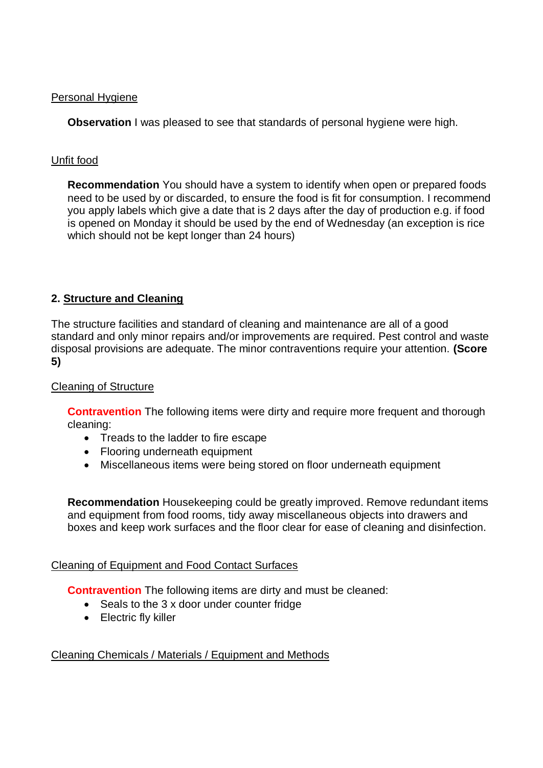Personal Hygiene

**Observation** I was pleased to see that standards of personal hygiene were high.

Unfit food

**Recommendation** You should have a system to identify when open or prepared foods need to be used by or discarded, to ensure the food is fit for consumption. I recommend you apply labels which give a date that is 2 days after the day of production e.g. if food is opened on Monday it should be used by the end of Wednesday (an exception is rice which should not be kept longer than 24 hours)

## 2. Structure and Cleaning

The structure facilities and standard of cleaning and maintenance are all of a good standard and only minor repairs and/or improvements are required. Pest control and waste disposal provisions are adequate. The minor contraventions require your attention. **(Score 5)**

Cleaning of Structure

**Contravention** The following items were dirty and require more frequent and thorough cleaning:

- Treads to the ladder to fire escape
- Flooring underneath equipment
- Miscellaneous items were being stored on floor underneath equipment

**Recommendation** Housekeeping could be greatly improved. Remove redundant items and equipment from food rooms, tidy away miscellaneous objects into drawers and boxes and keep work surfaces and the floor clear for ease of cleaning and disinfection.

Cleaning of Equipment and Food Contact Surfaces

**Contravention** The following items are dirty and must be cleaned:

- Seals to the 3 x door under counter fridge
- Electric fly killer

Cleaning Chemicals / Materials / Equipment and Methods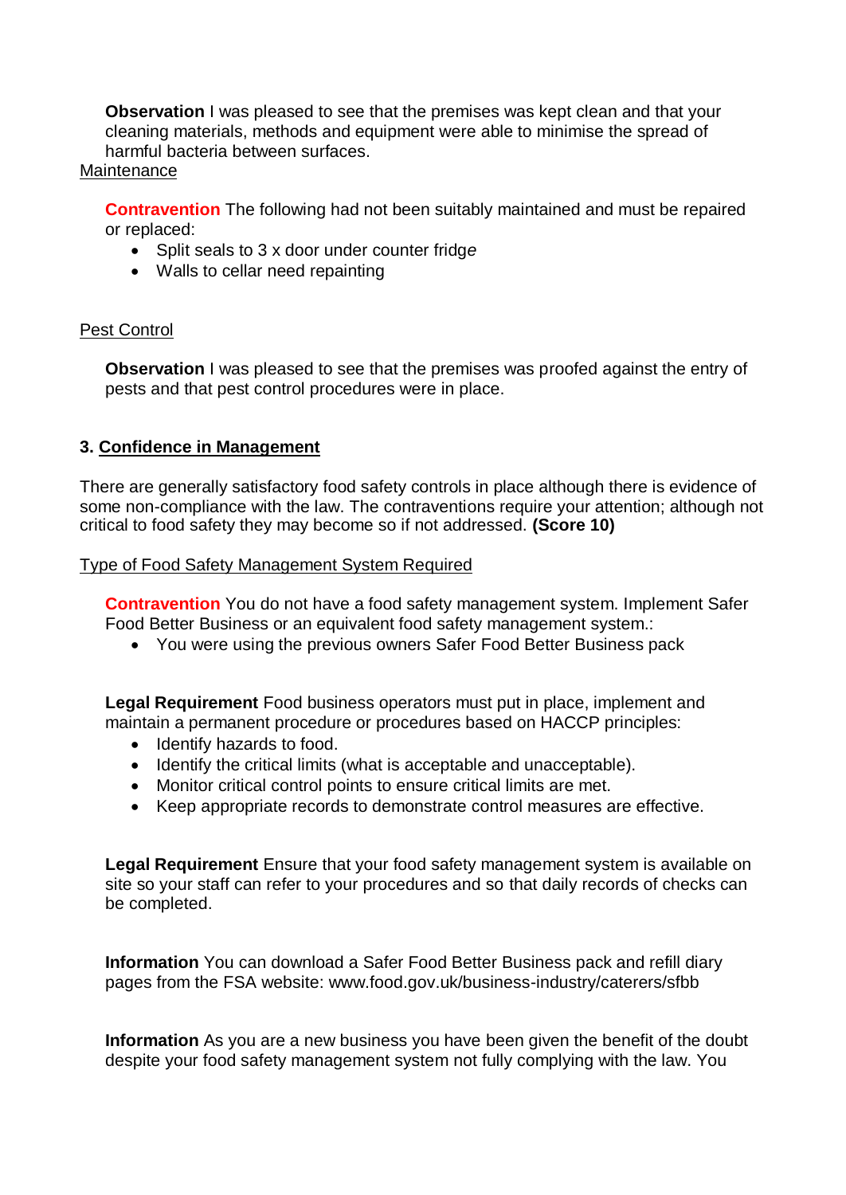**Observation** I was pleased to see that the premises was kept clean and that your cleaning materials, methods and equipment were able to minimise the spread of harmful bacteria between surfaces.

Maintenance

**Contravention** The following had not been suitably maintained and must be repaired or replaced:

- Split seals to 3 x door under counter fridge
- Walls to cellar need repainting

Pest Control

**Observation** I was pleased to see that the premises was proofed against the entry of pests and that pest control procedures were in place.

## 3. Confidence in Management

There are generally satisfactory food safety controls in place although there is evidence of some non-compliance with the law. The contraventions require your attention; although not critical to food safety they may become so if not addressed. **(Score 10)**

Type of Food Safety Management System Required

**Contravention** You do not have a food safety management system. Implement Safer Food Better Business or an equivalent food safety management system.:

- You were using the previous owners Safer Food Better Business pack

**Legal Requirement** Food business operators must put in place, implement and maintain a permanent procedure or procedures based on HACCP principles:

- Identify hazards to food.
- Identify the critical limits (what is acceptable and unacceptable).
- Monitor critical control points to ensure critical limits are met.
- Keep appropriate records to demonstrate control measures are effective.

**Legal Requirement** Ensure that your food safety management system is available on site so your staff can refer to your procedures and so that daily records of checks can be completed.

**Information** You can download a Safer Food Better Business pack and refill diary pages from the FSA website: www.food.gov.uk/business-industry/caterers/sfbb

**Information** As you are a new business you have been given the benefit of the doubt despite your food safety management system not fully complying with the law. You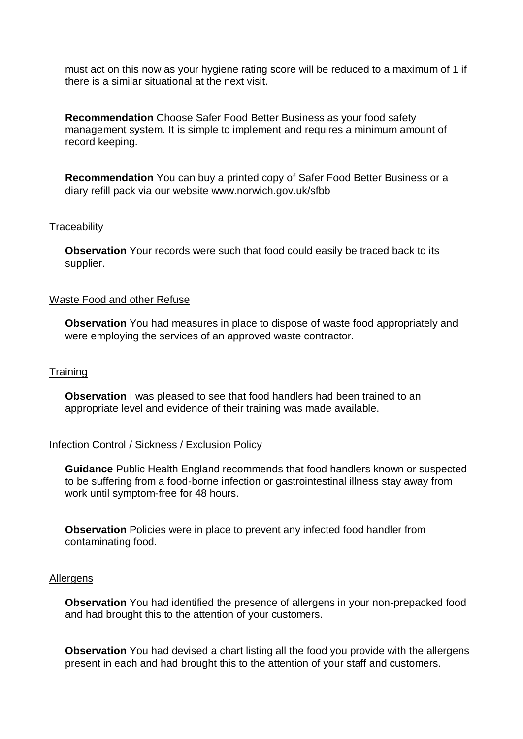must act on this now as your hygiene rating score will be reduced to a maximum of 1 if there is a similar situational at the next visit.

**Recommendation** Choose Safer Food Better Business as your food safety management system. It is simple to implement and requires a minimum amount of record keeping.

**Recommendation** You can buy a printed copy of Safer Food Better Business or a diary refill pack via our website www.norwich.gov.uk/sfbb

<u>Traceability</u>

**Observation** Your records were such that food could easily be traced back to its supplier.

<u>Waste Food and other Refuse</u>

**Observation** You had measures in place to dispose of waste food appropriately and were employing the services of an approved waste contractor.

<u>Training</u>

**Observation** I was pleased to see that food handlers had been trained to an appropriate level and evidence of their training was made available.

<u>Infection Control / Sickness / Exclusion Policy</u>

**Guidance** Public Health England recommends that food handlers known or suspected to be suffering from a food-borne infection or gastrointestinal illness stay away from work until symptom-free for 48 hours.

**Observation** Policies were in place to prevent any infected food handler from contaminating food.

<u>Allergens</u>

**Observation** You had identified the presence of allergens in your non-prepacked food and had brought this to the attention of your customers.

**Observation** You had devised a chart listing all the food you provide with the allergens present in each and had brought this to the attention of your staff and customers.